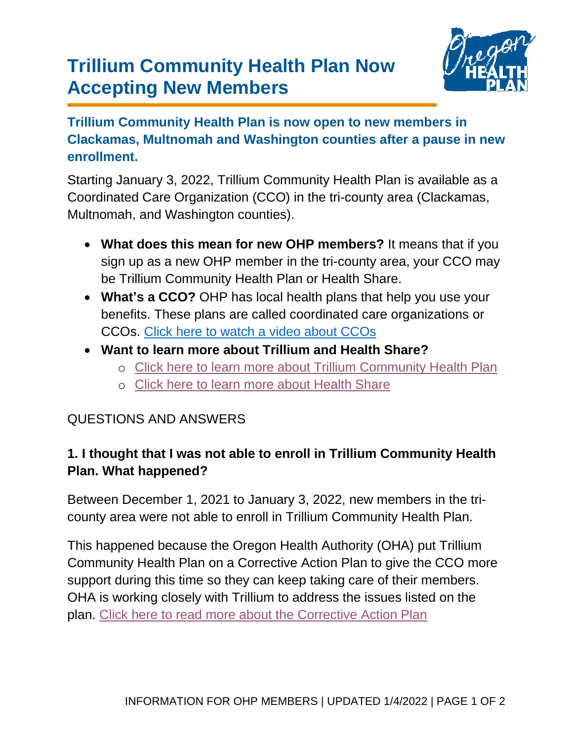# Trillium Community Health Plan Now Accepting New Members

**Trillium Community Health Plan is now open to new members in Clackamas, Multnomah and Washington counties after a pause in new enrollment.**

Starting January 3, 2022, Trillium Community Health Plan is available as a Coordinated Care Organization (CCO) in the tri-county area (Clackamas, Multnomah, and Washington counties).

- **What does this mean for new OHP members?** It means that if you sign up as a new OHP member in the tri-county area, your CCO may be Trillium Community Health Plan or Health Share.
- **What's a CCO?** OHP has local health plans that help you use your benefits. These plans are called coordinated care organizations or CCOs. Click here to watch a video about CCOs
- **Want to learn more about Trillium and Health Share?**
  - Click here to learn more about Trillium Community Health Plan
  - Click here to learn more about Health Share

QUESTIONS AND ANSWERS

### 1. I thought that I was not able to enroll in Trillium Community Health Plan. What happened?

Between December 1, 2021 to January 3, 2022, new members in the tri-county area were not able to enroll in Trillium Community Health Plan.

This happened because the Oregon Health Authority (OHA) put Trillium Community Health Plan on a Corrective Action Plan to give the CCO more support during this time so they can keep taking care of their members. OHA is working closely with Trillium to address the issues listed on the plan. Click here to read more about the Corrective Action Plan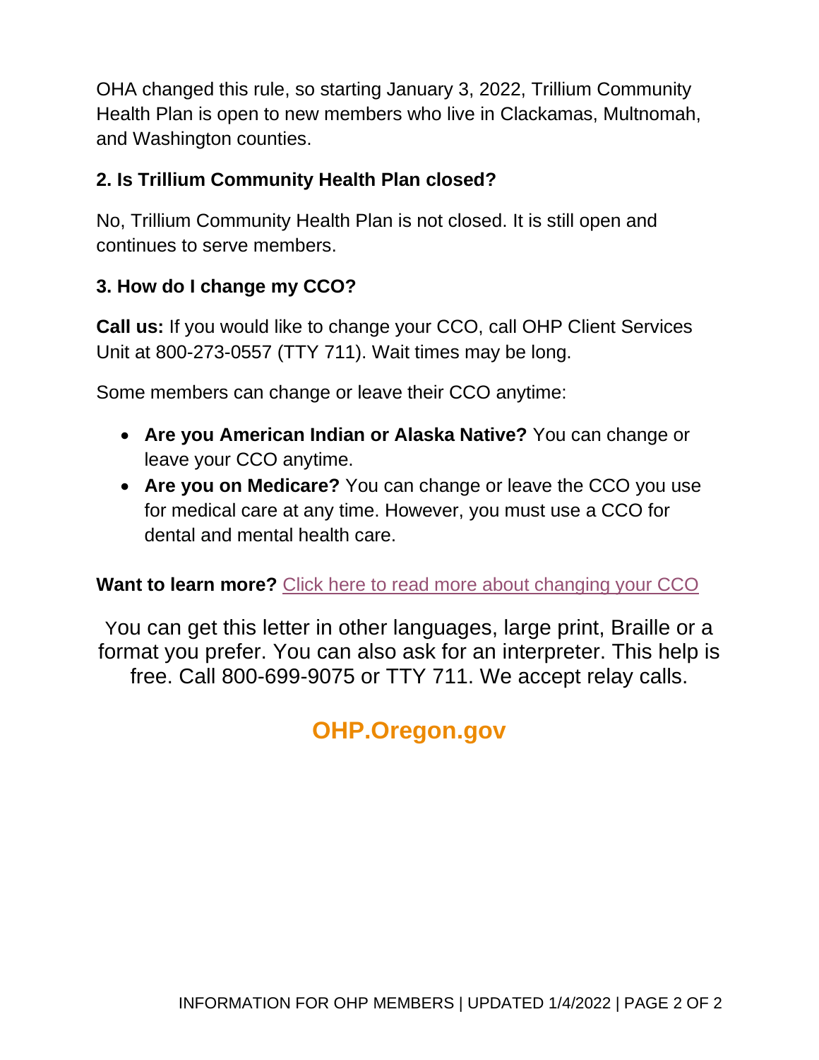OHA changed this rule, so starting January 3, 2022, Trillium Community Health Plan is open to new members who live in Clackamas, Multnomah, and Washington counties.

### 2. Is Trillium Community Health Plan closed?

No, Trillium Community Health Plan is not closed. It is still open and continues to serve members.

### 3. How do I change my CCO?

**Call us:** If you would like to change your CCO, call OHP Client Services Unit at 800-273-0557 (TTY 711). Wait times may be long.

Some members can change or leave their CCO anytime:

- **Are you American Indian or Alaska Native?** You can change or leave your CCO anytime.
- **Are you on Medicare?** You can change or leave the CCO you use for medical care at any time. However, you must use a CCO for dental and mental health care.

**Want to learn more?** Click here to read more about changing your CCO

You can get this letter in other languages, large print, Braille or a format you prefer. You can also ask for an interpreter. This help is free. Call 800-699-9075 or TTY 711. We accept relay calls.

**OHP.Oregon.gov**